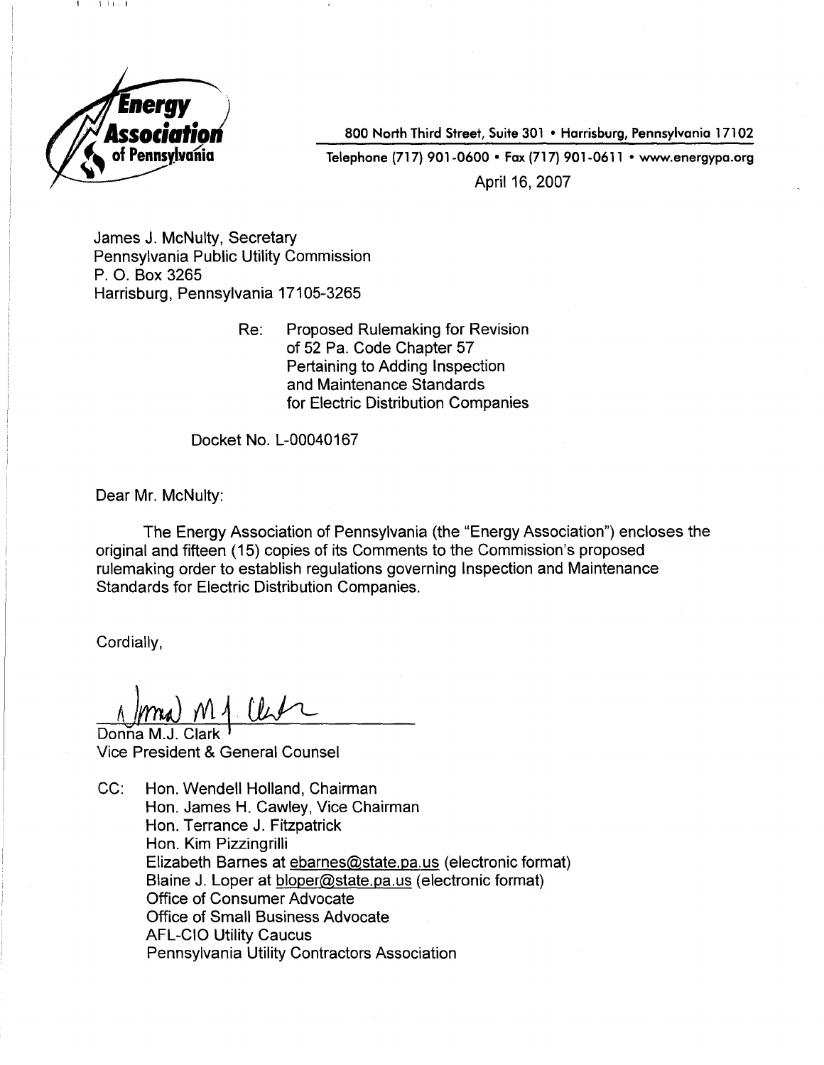**Energy Association of Pennsylvania**

800 North Third Street, Suite 301 • Harrisburg, Pennsylvania 17102

Telephone (717) 901-0600 • Fax (717) 901-0611 • www.energypa.org

April 16, 2007

James J. McNulty, Secretary
Pennsylvania Public Utility Commission
P. O. Box 3265
Harrisburg, Pennsylvania 17105-3265

Re: Proposed Rulemaking for Revision of 52 Pa. Code Chapter 57 Pertaining to Adding Inspection and Maintenance Standards for Electric Distribution Companies

Docket No. L-00040167

Dear Mr. McNulty:

The Energy Association of Pennsylvania (the "Energy Association") encloses the original and fifteen (15) copies of its Comments to the Commission's proposed rulemaking order to establish regulations governing Inspection and Maintenance Standards for Electric Distribution Companies.

Cordially,

Donna M.J. Clark
Vice President & General Counsel

CC: Hon. Wendell Holland, Chairman
Hon. James H. Cawley, Vice Chairman
Hon. Terrance J. Fitzpatrick
Hon. Kim Pizzingrilli
Elizabeth Barnes at ebarnes@state.pa.us (electronic format)
Blaine J. Loper at bloper@state.pa.us (electronic format)
Office of Consumer Advocate
Office of Small Business Advocate
AFL-CIO Utility Caucus
Pennsylvania Utility Contractors Association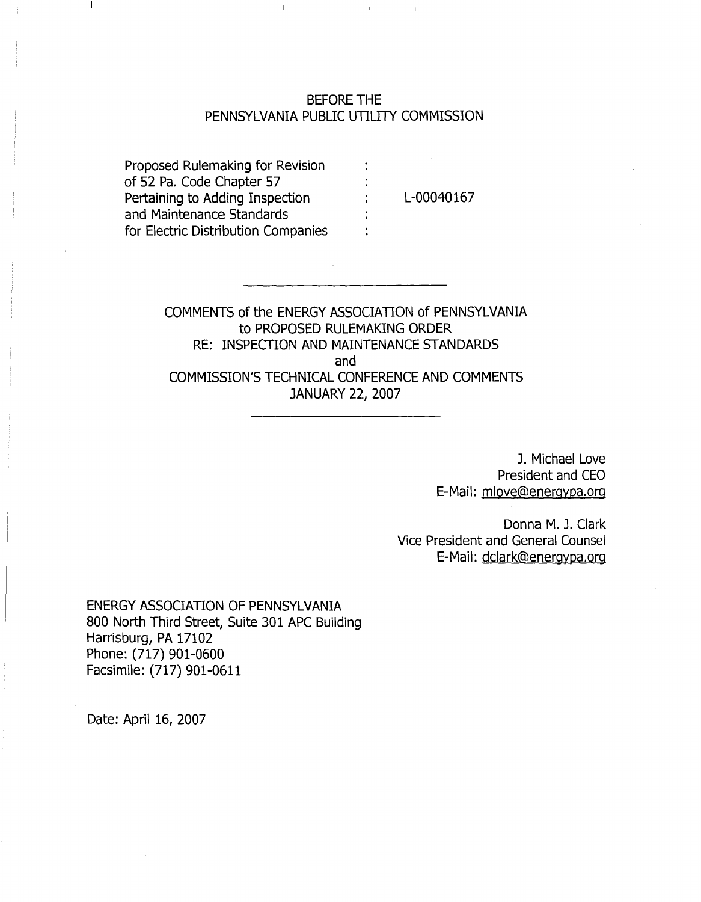BEFORE THE
PENNSYLVANIA PUBLIC UTILITY COMMISSION

| | | |
|---|---|---|
| Proposed Rulemaking for Revision of 52 Pa. Code Chapter 57 Pertaining to Adding Inspection and Maintenance Standards for Electric Distribution Companies | : | L-00040167 |

---

COMMENTS of the ENERGY ASSOCIATION of PENNSYLVANIA
to PROPOSED RULEMAKING ORDER
RE: INSPECTION AND MAINTENANCE STANDARDS
and
COMMISSION'S TECHNICAL CONFERENCE AND COMMENTS
JANUARY 22, 2007

---

J. Michael Love
President and CEO
E-Mail: mlove@energypa.org

Donna M. J. Clark
Vice President and General Counsel
E-Mail: dclark@energypa.org

ENERGY ASSOCIATION OF PENNSYLVANIA
800 North Third Street, Suite 301 APC Building
Harrisburg, PA 17102
Phone: (717) 901-0600
Facsimile: (717) 901-0611

Date: April 16, 2007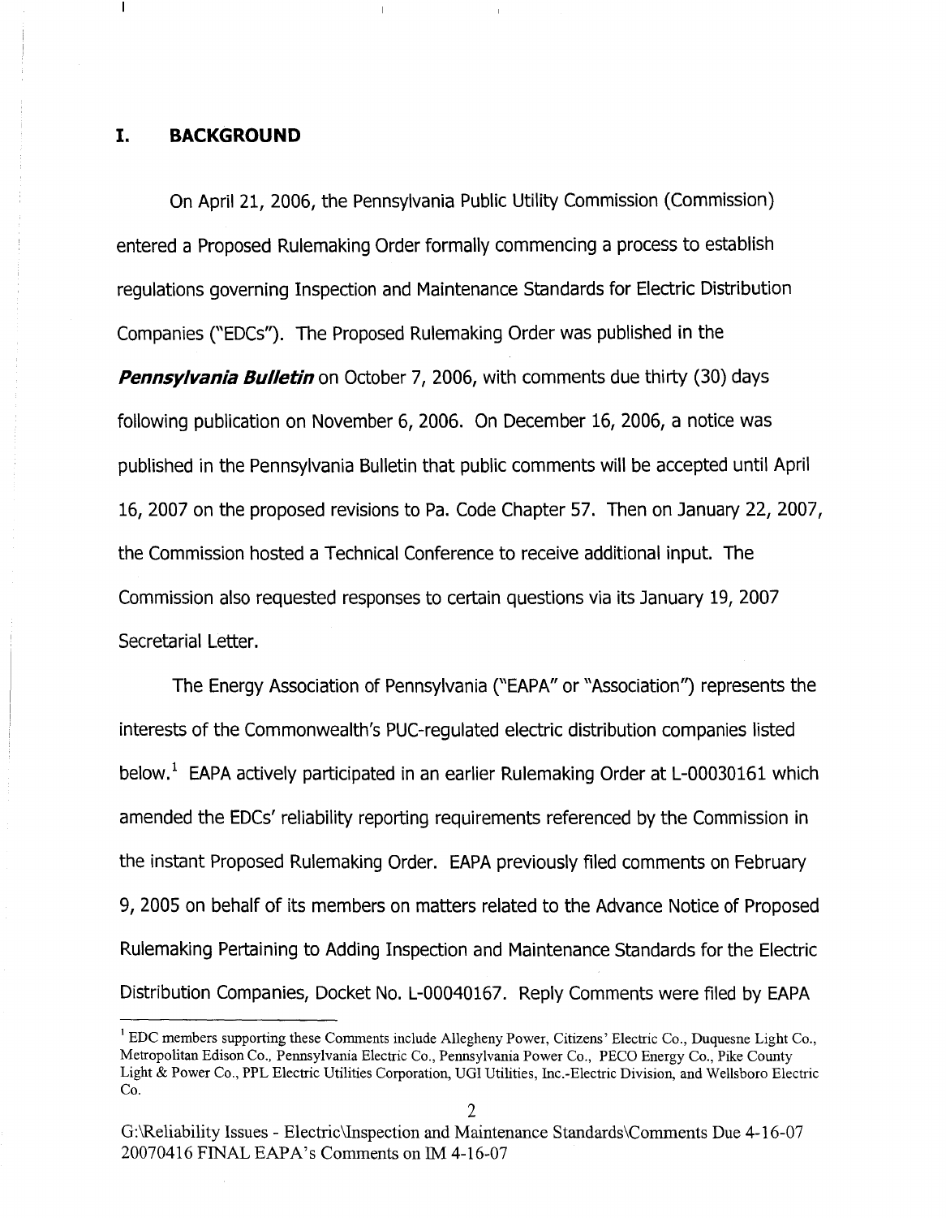## I. BACKGROUND

On April 21, 2006, the Pennsylvania Public Utility Commission (Commission) entered a Proposed Rulemaking Order formally commencing a process to establish regulations governing Inspection and Maintenance Standards for Electric Distribution Companies ("EDCs"). The Proposed Rulemaking Order was published in the ***Pennsylvania Bulletin*** on October 7, 2006, with comments due thirty (30) days following publication on November 6, 2006. On December 16, 2006, a notice was published in the Pennsylvania Bulletin that public comments will be accepted until April 16, 2007 on the proposed revisions to Pa. Code Chapter 57. Then on January 22, 2007, the Commission hosted a Technical Conference to receive additional input. The Commission also requested responses to certain questions via its January 19, 2007 Secretarial Letter.

The Energy Association of Pennsylvania ("EAPA" or "Association") represents the interests of the Commonwealth's PUC-regulated electric distribution companies listed below.[1] EAPA actively participated in an earlier Rulemaking Order at L-00030161 which amended the EDCs' reliability reporting requirements referenced by the Commission in the instant Proposed Rulemaking Order. EAPA previously filed comments on February 9, 2005 on behalf of its members on matters related to the Advance Notice of Proposed Rulemaking Pertaining to Adding Inspection and Maintenance Standards for the Electric Distribution Companies, Docket No. L-00040167. Reply Comments were filed by EAPA

[1] EDC members supporting these Comments include Allegheny Power, Citizens' Electric Co., Duquesne Light Co., Metropolitan Edison Co., Pennsylvania Electric Co., Pennsylvania Power Co., PECO Energy Co., Pike County Light & Power Co., PPL Electric Utilities Corporation, UGI Utilities, Inc.-Electric Division, and Wellsboro Electric Co.

G:\Reliability Issues - Electric\Inspection and Maintenance Standards\Comments Due 4-16-07 20070416 FINAL EAPA's Comments on IM 4-16-07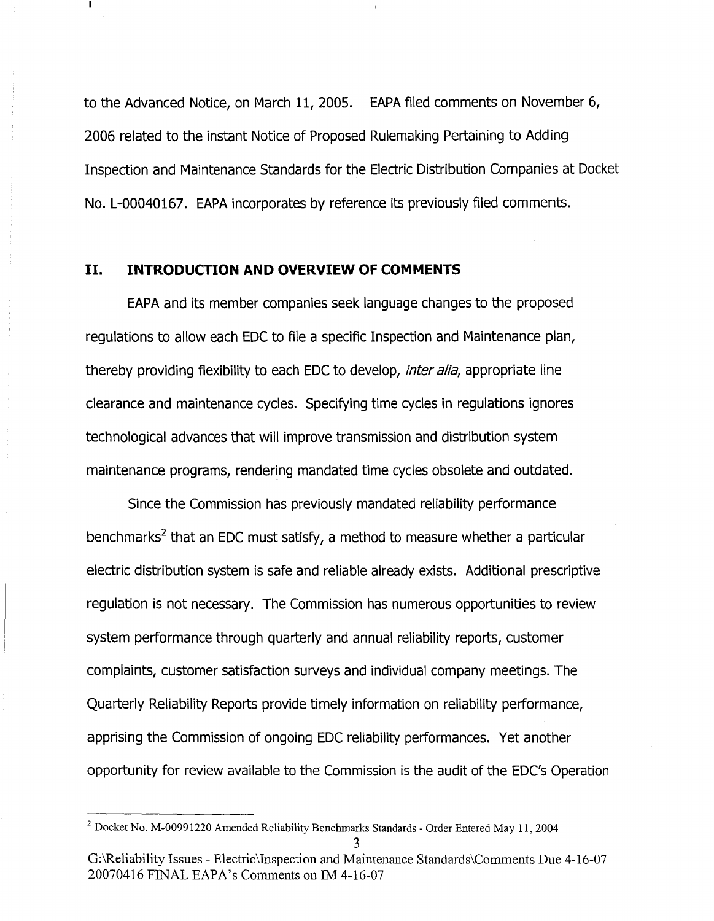to the Advanced Notice, on March 11, 2005. EAPA filed comments on November 6, 2006 related to the instant Notice of Proposed Rulemaking Pertaining to Adding Inspection and Maintenance Standards for the Electric Distribution Companies at Docket No. L-00040167. EAPA incorporates by reference its previously filed comments.

## II. INTRODUCTION AND OVERVIEW OF COMMENTS

EAPA and its member companies seek language changes to the proposed regulations to allow each EDC to file a specific Inspection and Maintenance plan, thereby providing flexibility to each EDC to develop, *inter alia*, appropriate line clearance and maintenance cycles. Specifying time cycles in regulations ignores technological advances that will improve transmission and distribution system maintenance programs, rendering mandated time cycles obsolete and outdated.

Since the Commission has previously mandated reliability performance benchmarks[2] that an EDC must satisfy, a method to measure whether a particular electric distribution system is safe and reliable already exists. Additional prescriptive regulation is not necessary. The Commission has numerous opportunities to review system performance through quarterly and annual reliability reports, customer complaints, customer satisfaction surveys and individual company meetings. The Quarterly Reliability Reports provide timely information on reliability performance, apprising the Commission of ongoing EDC reliability performances. Yet another opportunity for review available to the Commission is the audit of the EDC's Operation

[2] Docket No. M-00991220 Amended Reliability Benchmarks Standards - Order Entered May 11, 2004

G:\Reliability Issues - Electric\Inspection and Maintenance Standards\Comments Due 4-16-07 20070416 FINAL EAPA's Comments on IM 4-16-07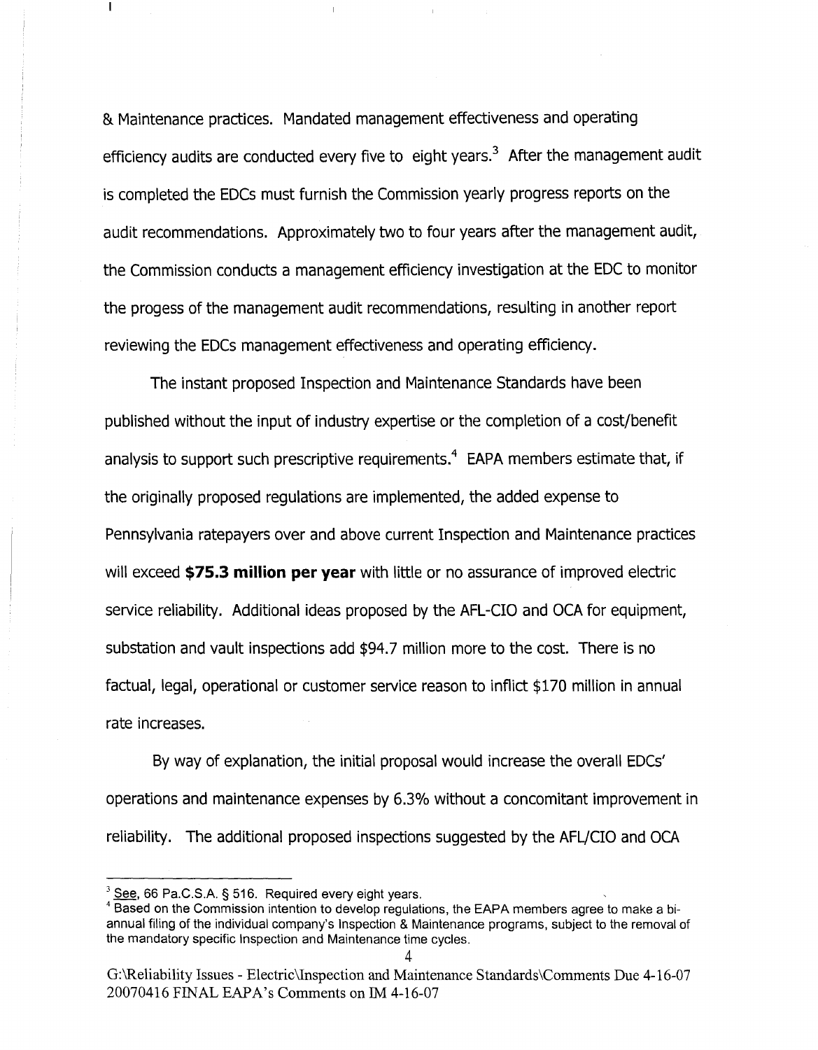& Maintenance practices. Mandated management effectiveness and operating efficiency audits are conducted every five to eight years.[3] After the management audit is completed the EDCs must furnish the Commission yearly progress reports on the audit recommendations. Approximately two to four years after the management audit, the Commission conducts a management efficiency investigation at the EDC to monitor the progess of the management audit recommendations, resulting in another report reviewing the EDCs management effectiveness and operating efficiency.

The instant proposed Inspection and Maintenance Standards have been published without the input of industry expertise or the completion of a cost/benefit analysis to support such prescriptive requirements.[4] EAPA members estimate that, if the originally proposed regulations are implemented, the added expense to Pennsylvania ratepayers over and above current Inspection and Maintenance practices will exceed **\$75.3 million per year** with little or no assurance of improved electric service reliability. Additional ideas proposed by the AFL-CIO and OCA for equipment, substation and vault inspections add \$94.7 million more to the cost. There is no factual, legal, operational or customer service reason to inflict \$170 million in annual rate increases.

By way of explanation, the initial proposal would increase the overall EDCs' operations and maintenance expenses by 6.3% without a concomitant improvement in reliability. The additional proposed inspections suggested by the AFL/CIO and OCA

---

[3] See, 66 Pa.C.S.A. § 516. Required every eight years.

[4] Based on the Commission intention to develop regulations, the EAPA members agree to make a bi-annual filing of the individual company's Inspection & Maintenance programs, subject to the removal of the mandatory specific Inspection and Maintenance time cycles.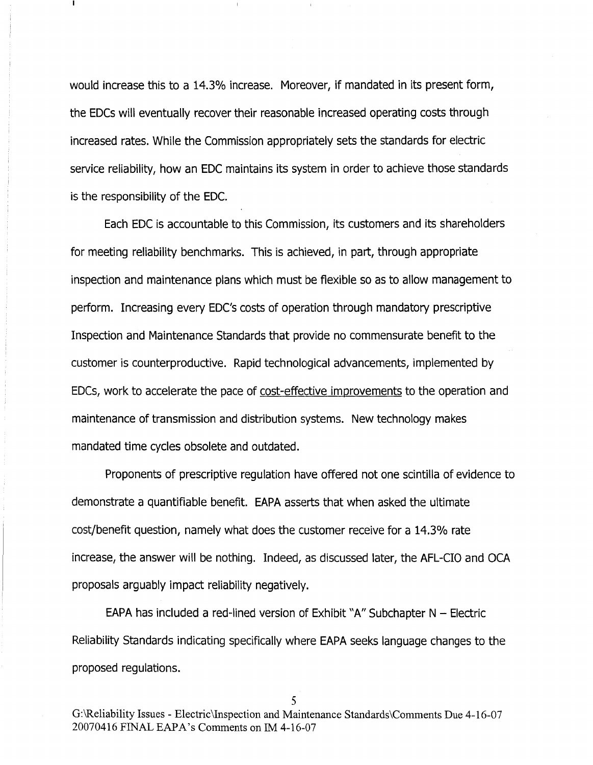would increase this to a 14.3% increase. Moreover, if mandated in its present form, the EDCs will eventually recover their reasonable increased operating costs through increased rates. While the Commission appropriately sets the standards for electric service reliability, how an EDC maintains its system in order to achieve those standards is the responsibility of the EDC.

Each EDC is accountable to this Commission, its customers and its shareholders for meeting reliability benchmarks. This is achieved, in part, through appropriate inspection and maintenance plans which must be flexible so as to allow management to perform. Increasing every EDC's costs of operation through mandatory prescriptive Inspection and Maintenance Standards that provide no commensurate benefit to the customer is counterproductive. Rapid technological advancements, implemented by EDCs, work to accelerate the pace of <u>cost-effective improvements</u> to the operation and maintenance of transmission and distribution systems. New technology makes mandated time cycles obsolete and outdated.

Proponents of prescriptive regulation have offered not one scintilla of evidence to demonstrate a quantifiable benefit. EAPA asserts that when asked the ultimate cost/benefit question, namely what does the customer receive for a 14.3% rate increase, the answer will be nothing. Indeed, as discussed later, the AFL-CIO and OCA proposals arguably impact reliability negatively.

EAPA has included a red-lined version of Exhibit "A" Subchapter N – Electric Reliability Standards indicating specifically where EAPA seeks language changes to the proposed regulations.

G:\Reliability Issues - Electric\Inspection and Maintenance Standards\Comments Due 4-16-07 20070416 FINAL EAPA's Comments on IM 4-16-07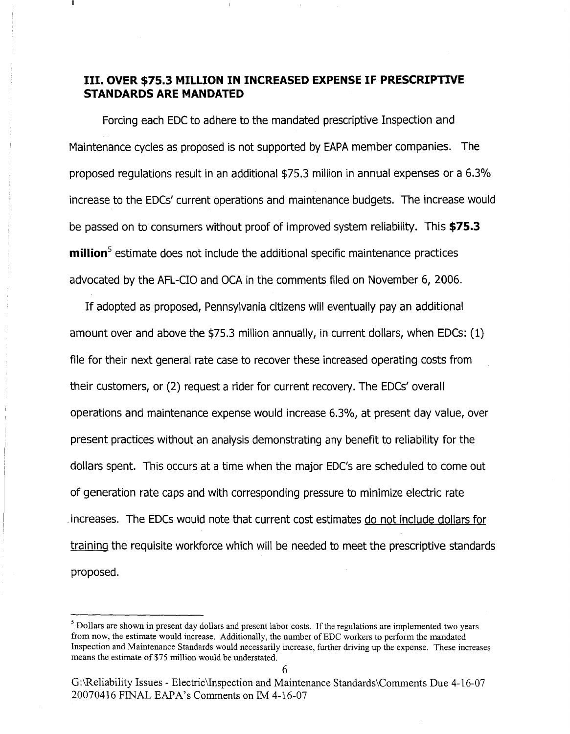## III. OVER $75.3 MILLION IN INCREASED EXPENSE IF PRESCRIPTIVE STANDARDS ARE MANDATED

Forcing each EDC to adhere to the mandated prescriptive Inspection and Maintenance cycles as proposed is not supported by EAPA member companies. The proposed regulations result in an additional $75.3 million in annual expenses or a 6.3% increase to the EDCs' current operations and maintenance budgets. The increase would be passed on to consumers without proof of improved system reliability. This **$75.3 million**[5] estimate does not include the additional specific maintenance practices advocated by the AFL-CIO and OCA in the comments filed on November 6, 2006.

If adopted as proposed, Pennsylvania citizens will eventually pay an additional amount over and above the $75.3 million annually, in current dollars, when EDCs: (1) file for their next general rate case to recover these increased operating costs from their customers, or (2) request a rider for current recovery. The EDCs' overall operations and maintenance expense would increase 6.3%, at present day value, over present practices without an analysis demonstrating any benefit to reliability for the dollars spent. This occurs at a time when the major EDC's are scheduled to come out of generation rate caps and with corresponding pressure to minimize electric rate increases. The EDCs would note that current cost estimates do not include dollars for training the requisite workforce which will be needed to meet the prescriptive standards proposed.

[5] Dollars are shown in present day dollars and present labor costs. If the regulations are implemented two years from now, the estimate would increase. Additionally, the number of EDC workers to perform the mandated Inspection and Maintenance Standards would necessarily increase, further driving up the expense. These increases means the estimate of $75 million would be understated.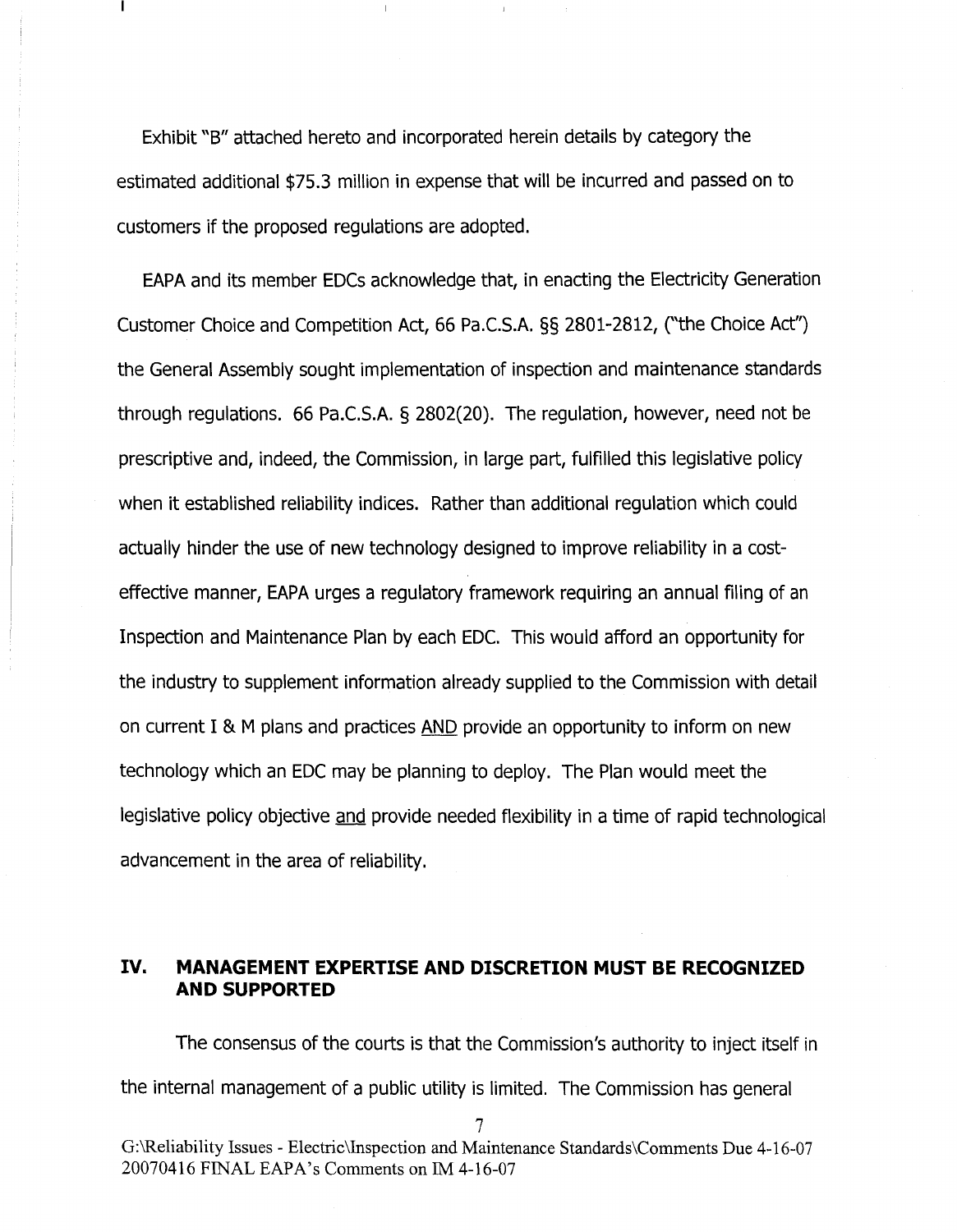Exhibit "B" attached hereto and incorporated herein details by category the estimated additional $75.3 million in expense that will be incurred and passed on to customers if the proposed regulations are adopted.

EAPA and its member EDCs acknowledge that, in enacting the Electricity Generation Customer Choice and Competition Act, 66 Pa.C.S.A. §§ 2801-2812, ("the Choice Act") the General Assembly sought implementation of inspection and maintenance standards through regulations. 66 Pa.C.S.A. § 2802(20). The regulation, however, need not be prescriptive and, indeed, the Commission, in large part, fulfilled this legislative policy when it established reliability indices. Rather than additional regulation which could actually hinder the use of new technology designed to improve reliability in a cost-effective manner, EAPA urges a regulatory framework requiring an annual filing of an Inspection and Maintenance Plan by each EDC. This would afford an opportunity for the industry to supplement information already supplied to the Commission with detail on current I & M plans and practices <u>AND</u> provide an opportunity to inform on new technology which an EDC may be planning to deploy. The Plan would meet the legislative policy objective <u>and</u> provide needed flexibility in a time of rapid technological advancement in the area of reliability.

## IV. MANAGEMENT EXPERTISE AND DISCRETION MUST BE RECOGNIZED AND SUPPORTED

The consensus of the courts is that the Commission's authority to inject itself in the internal management of a public utility is limited. The Commission has general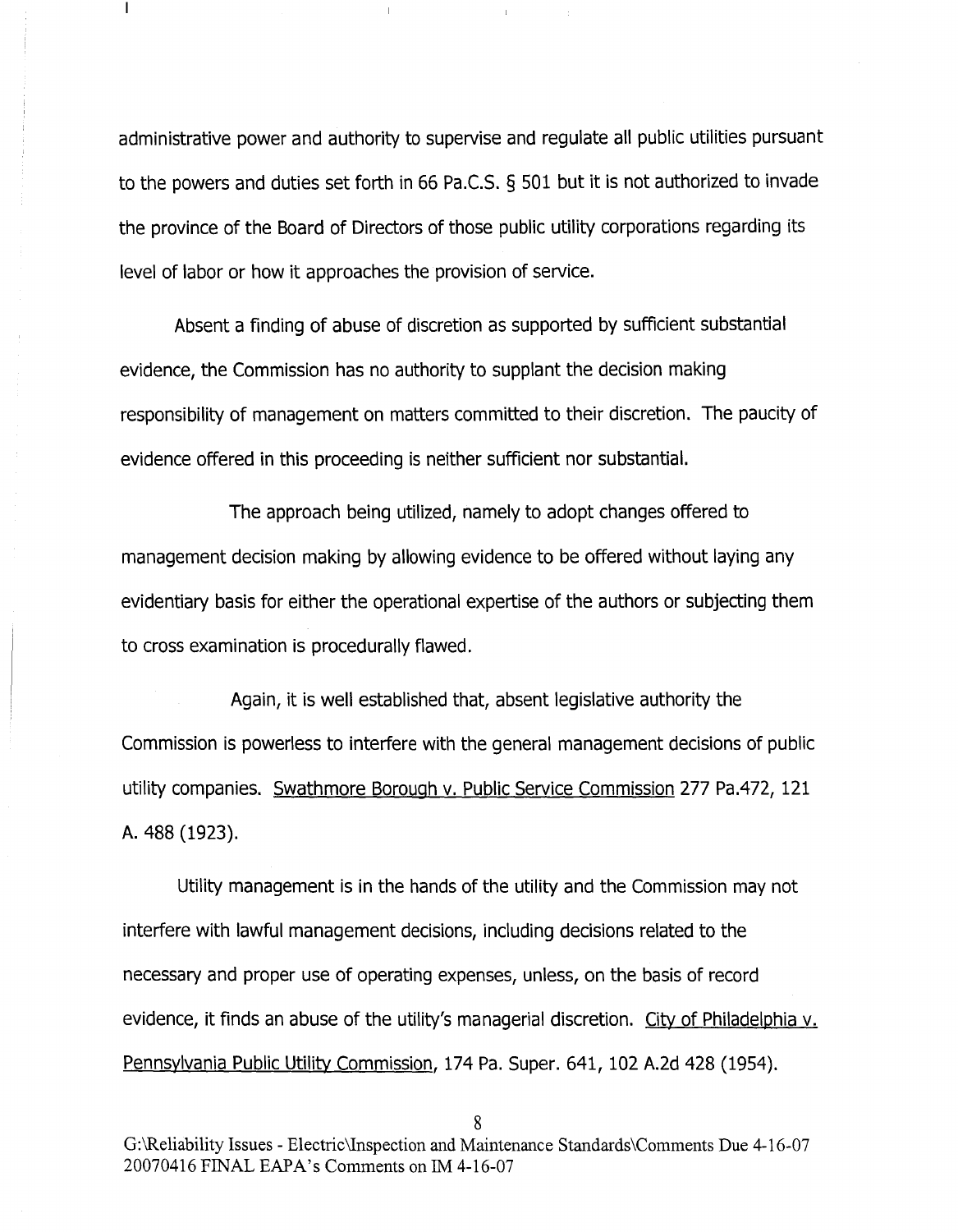administrative power and authority to supervise and regulate all public utilities pursuant to the powers and duties set forth in 66 Pa.C.S. § 501 but it is not authorized to invade the province of the Board of Directors of those public utility corporations regarding its level of labor or how it approaches the provision of service.

Absent a finding of abuse of discretion as supported by sufficient substantial evidence, the Commission has no authority to supplant the decision making responsibility of management on matters committed to their discretion. The paucity of evidence offered in this proceeding is neither sufficient nor substantial.

The approach being utilized, namely to adopt changes offered to management decision making by allowing evidence to be offered without laying any evidentiary basis for either the operational expertise of the authors or subjecting them to cross examination is procedurally flawed.

Again, it is well established that, absent legislative authority the Commission is powerless to interfere with the general management decisions of public utility companies. Swathmore Borough v. Public Service Commission 277 Pa.472, 121 A. 488 (1923).

Utility management is in the hands of the utility and the Commission may not interfere with lawful management decisions, including decisions related to the necessary and proper use of operating expenses, unless, on the basis of record evidence, it finds an abuse of the utility's managerial discretion. City of Philadelphia v. Pennsylvania Public Utility Commission, 174 Pa. Super. 641, 102 A.2d 428 (1954).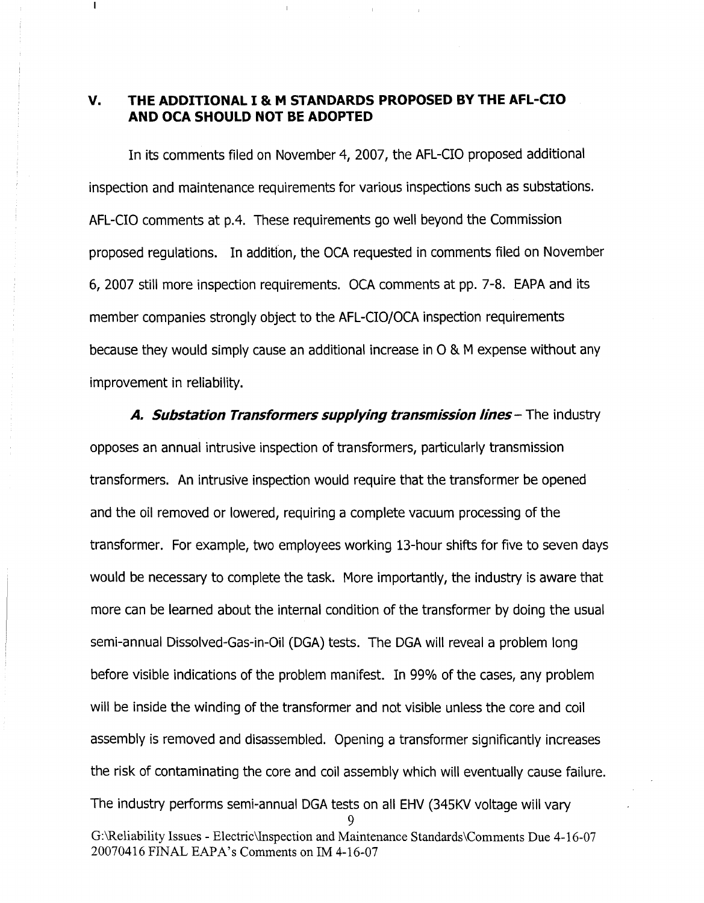## V. THE ADDITIONAL I & M STANDARDS PROPOSED BY THE AFL-CIO AND OCA SHOULD NOT BE ADOPTED

In its comments filed on November 4, 2007, the AFL-CIO proposed additional inspection and maintenance requirements for various inspections such as substations. AFL-CIO comments at p.4. These requirements go well beyond the Commission proposed regulations. In addition, the OCA requested in comments filed on November 6, 2007 still more inspection requirements. OCA comments at pp. 7-8. EAPA and its member companies strongly object to the AFL-CIO/OCA inspection requirements because they would simply cause an additional increase in O & M expense without any improvement in reliability.

***A. Substation Transformers supplying transmission lines*** – The industry opposes an annual intrusive inspection of transformers, particularly transmission transformers. An intrusive inspection would require that the transformer be opened and the oil removed or lowered, requiring a complete vacuum processing of the transformer. For example, two employees working 13-hour shifts for five to seven days would be necessary to complete the task. More importantly, the industry is aware that more can be learned about the internal condition of the transformer by doing the usual semi-annual Dissolved-Gas-in-Oil (DGA) tests. The DGA will reveal a problem long before visible indications of the problem manifest. In 99% of the cases, any problem will be inside the winding of the transformer and not visible unless the core and coil assembly is removed and disassembled. Opening a transformer significantly increases the risk of contaminating the core and coil assembly which will eventually cause failure. The industry performs semi-annual DGA tests on all EHV (345KV voltage will vary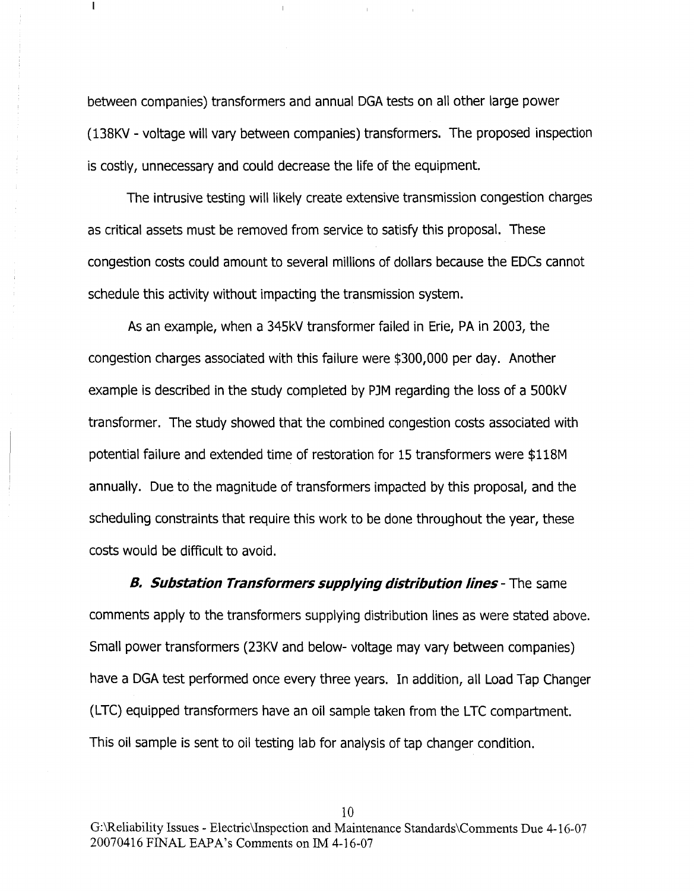between companies) transformers and annual DGA tests on all other large power (138KV - voltage will vary between companies) transformers. The proposed inspection is costly, unnecessary and could decrease the life of the equipment.

The intrusive testing will likely create extensive transmission congestion charges as critical assets must be removed from service to satisfy this proposal. These congestion costs could amount to several millions of dollars because the EDCs cannot schedule this activity without impacting the transmission system.

As an example, when a 345kV transformer failed in Erie, PA in 2003, the congestion charges associated with this failure were $300,000 per day. Another example is described in the study completed by PJM regarding the loss of a 500kV transformer. The study showed that the combined congestion costs associated with potential failure and extended time of restoration for 15 transformers were $118M annually. Due to the magnitude of transformers impacted by this proposal, and the scheduling constraints that require this work to be done throughout the year, these costs would be difficult to avoid.

***B. Substation Transformers supplying distribution lines*** - The same comments apply to the transformers supplying distribution lines as were stated above. Small power transformers (23KV and below- voltage may vary between companies) have a DGA test performed once every three years. In addition, all Load Tap Changer (LTC) equipped transformers have an oil sample taken from the LTC compartment. This oil sample is sent to oil testing lab for analysis of tap changer condition.

G:\Reliability Issues - Electric\Inspection and Maintenance Standards\Comments Due 4-16-07
20070416 FINAL EAPA's Comments on IM 4-16-07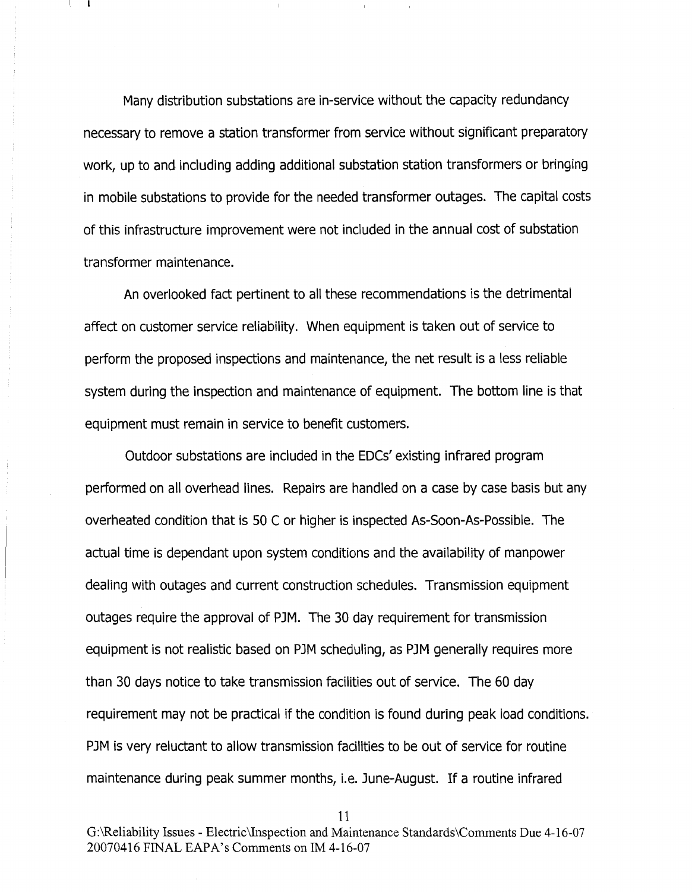Many distribution substations are in-service without the capacity redundancy necessary to remove a station transformer from service without significant preparatory work, up to and including adding additional substation station transformers or bringing in mobile substations to provide for the needed transformer outages. The capital costs of this infrastructure improvement were not included in the annual cost of substation transformer maintenance.

An overlooked fact pertinent to all these recommendations is the detrimental affect on customer service reliability. When equipment is taken out of service to perform the proposed inspections and maintenance, the net result is a less reliable system during the inspection and maintenance of equipment. The bottom line is that equipment must remain in service to benefit customers.

Outdoor substations are included in the EDCs' existing infrared program performed on all overhead lines. Repairs are handled on a case by case basis but any overheated condition that is 50 C or higher is inspected As-Soon-As-Possible. The actual time is dependant upon system conditions and the availability of manpower dealing with outages and current construction schedules. Transmission equipment outages require the approval of PJM. The 30 day requirement for transmission equipment is not realistic based on PJM scheduling, as PJM generally requires more than 30 days notice to take transmission facilities out of service. The 60 day requirement may not be practical if the condition is found during peak load conditions. PJM is very reluctant to allow transmission facilities to be out of service for routine maintenance during peak summer months, i.e. June-August. If a routine infrared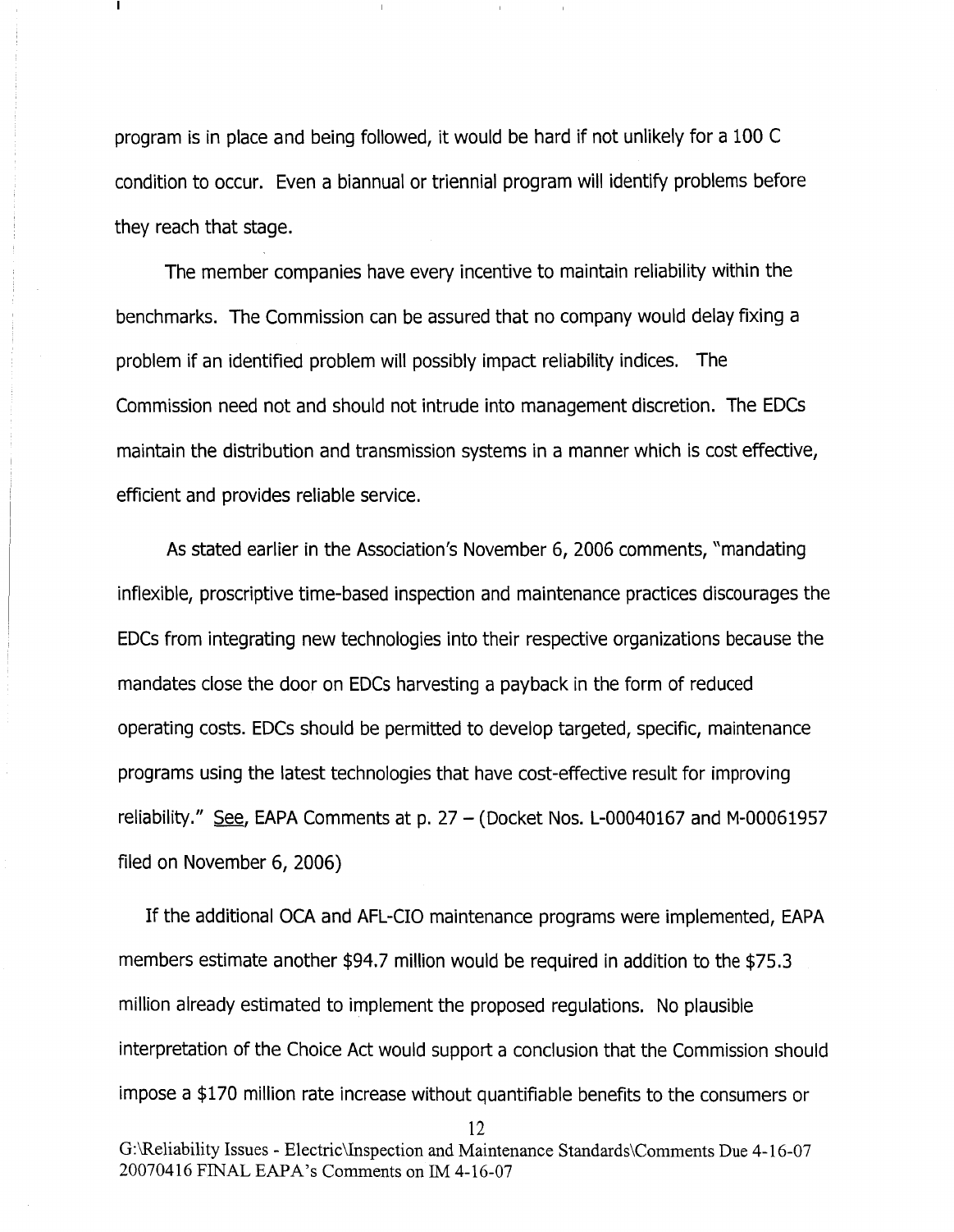program is in place and being followed, it would be hard if not unlikely for a 100 C condition to occur. Even a biannual or triennial program will identify problems before they reach that stage.

The member companies have every incentive to maintain reliability within the benchmarks. The Commission can be assured that no company would delay fixing a problem if an identified problem will possibly impact reliability indices. The Commission need not and should not intrude into management discretion. The EDCs maintain the distribution and transmission systems in a manner which is cost effective, efficient and provides reliable service.

As stated earlier in the Association's November 6, 2006 comments, "mandating inflexible, proscriptive time-based inspection and maintenance practices discourages the EDCs from integrating new technologies into their respective organizations because the mandates close the door on EDCs harvesting a payback in the form of reduced operating costs. EDCs should be permitted to develop targeted, specific, maintenance programs using the latest technologies that have cost-effective result for improving reliability." See, EAPA Comments at p. 27 – (Docket Nos. L-00040167 and M-00061957 filed on November 6, 2006)

If the additional OCA and AFL-CIO maintenance programs were implemented, EAPA members estimate another $94.7 million would be required in addition to the $75.3 million already estimated to implement the proposed regulations. No plausible interpretation of the Choice Act would support a conclusion that the Commission should impose a $170 million rate increase without quantifiable benefits to the consumers or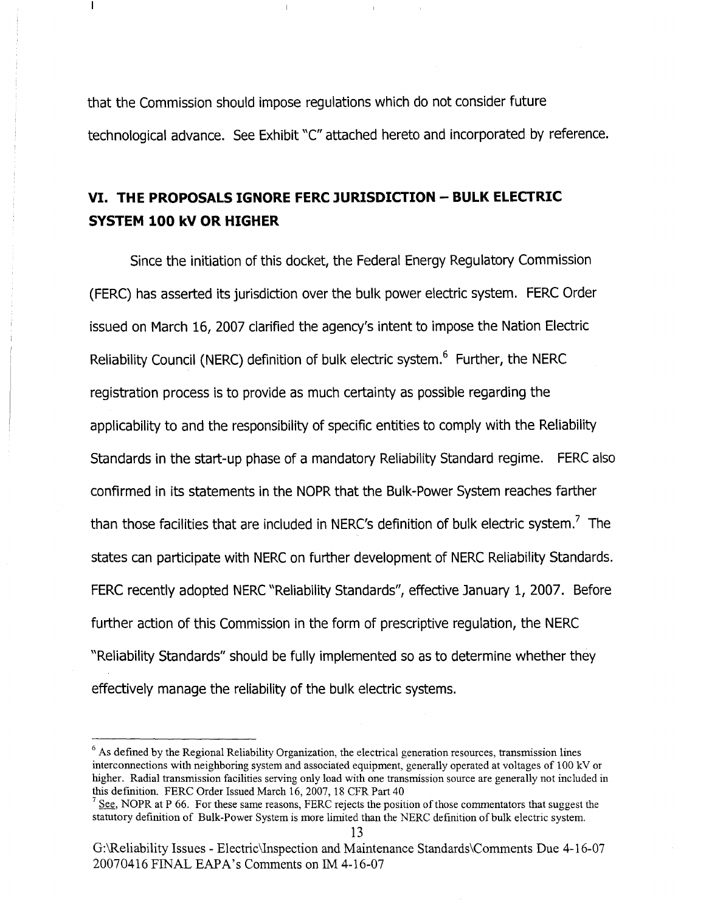that the Commission should impose regulations which do not consider future technological advance. See Exhibit "C" attached hereto and incorporated by reference.

## VI. THE PROPOSALS IGNORE FERC JURISDICTION – BULK ELECTRIC SYSTEM 100 kV OR HIGHER

Since the initiation of this docket, the Federal Energy Regulatory Commission (FERC) has asserted its jurisdiction over the bulk power electric system. FERC Order issued on March 16, 2007 clarified the agency's intent to impose the Nation Electric Reliability Council (NERC) definition of bulk electric system.[6] Further, the NERC registration process is to provide as much certainty as possible regarding the applicability to and the responsibility of specific entities to comply with the Reliability Standards in the start-up phase of a mandatory Reliability Standard regime. FERC also confirmed in its statements in the NOPR that the Bulk-Power System reaches farther than those facilities that are included in NERC's definition of bulk electric system.[7] The states can participate with NERC on further development of NERC Reliability Standards. FERC recently adopted NERC "Reliability Standards", effective January 1, 2007. Before further action of this Commission in the form of prescriptive regulation, the NERC "Reliability Standards" should be fully implemented so as to determine whether they effectively manage the reliability of the bulk electric systems.

---

[6] As defined by the Regional Reliability Organization, the electrical generation resources, transmission lines interconnections with neighboring system and associated equipment, generally operated at voltages of 100 kV or higher. Radial transmission facilities serving only load with one transmission source are generally not included in this definition. FERC Order Issued March 16, 2007, 18 CFR Part 40

[7] See, NOPR at P 66. For these same reasons, FERC rejects the position of those commentators that suggest the statutory definition of Bulk-Power System is more limited than the NERC definition of bulk electric system.

G:\Reliability Issues - Electric\Inspection and Maintenance Standards\Comments Due 4-16-07 20070416 FINAL EAPA's Comments on IM 4-16-07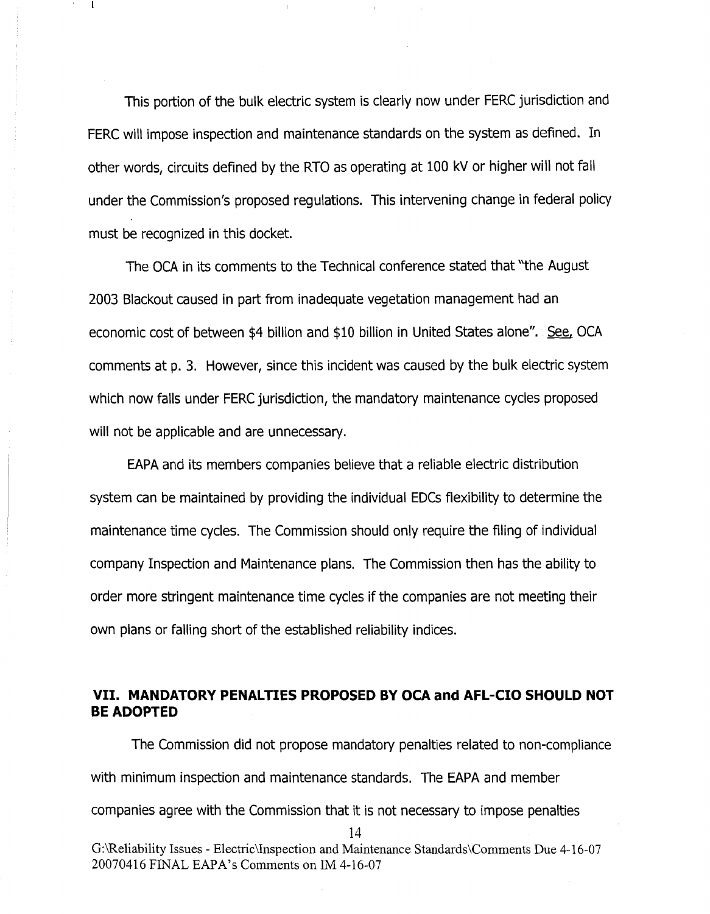This portion of the bulk electric system is clearly now under FERC jurisdiction and FERC will impose inspection and maintenance standards on the system as defined. In other words, circuits defined by the RTO as operating at 100 kV or higher will not fall under the Commission's proposed regulations. This intervening change in federal policy must be recognized in this docket.

The OCA in its comments to the Technical conference stated that "the August 2003 Blackout caused in part from inadequate vegetation management had an economic cost of between $4 billion and $10 billion in United States alone". See, OCA comments at p. 3. However, since this incident was caused by the bulk electric system which now falls under FERC jurisdiction, the mandatory maintenance cycles proposed will not be applicable and are unnecessary.

EAPA and its members companies believe that a reliable electric distribution system can be maintained by providing the individual EDCs flexibility to determine the maintenance time cycles. The Commission should only require the filing of individual company Inspection and Maintenance plans. The Commission then has the ability to order more stringent maintenance time cycles if the companies are not meeting their own plans or falling short of the established reliability indices.

## VII. MANDATORY PENALTIES PROPOSED BY OCA and AFL-CIO SHOULD NOT BE ADOPTED

The Commission did not propose mandatory penalties related to non-compliance with minimum inspection and maintenance standards. The EAPA and member companies agree with the Commission that it is not necessary to impose penalties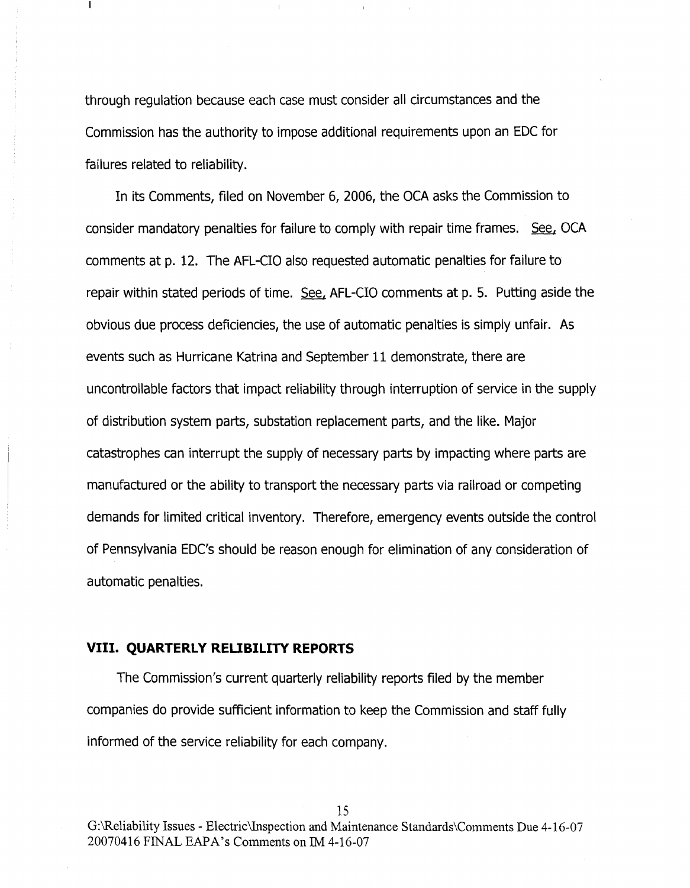through regulation because each case must consider all circumstances and the Commission has the authority to impose additional requirements upon an EDC for failures related to reliability.

In its Comments, filed on November 6, 2006, the OCA asks the Commission to consider mandatory penalties for failure to comply with repair time frames. See, OCA comments at p. 12. The AFL-CIO also requested automatic penalties for failure to repair within stated periods of time. See, AFL-CIO comments at p. 5. Putting aside the obvious due process deficiencies, the use of automatic penalties is simply unfair. As events such as Hurricane Katrina and September 11 demonstrate, there are uncontrollable factors that impact reliability through interruption of service in the supply of distribution system parts, substation replacement parts, and the like. Major catastrophes can interrupt the supply of necessary parts by impacting where parts are manufactured or the ability to transport the necessary parts via railroad or competing demands for limited critical inventory. Therefore, emergency events outside the control of Pennsylvania EDC's should be reason enough for elimination of any consideration of automatic penalties.

## VIII. QUARTERLY RELIBILITY REPORTS

The Commission's current quarterly reliability reports filed by the member companies do provide sufficient information to keep the Commission and staff fully informed of the service reliability for each company.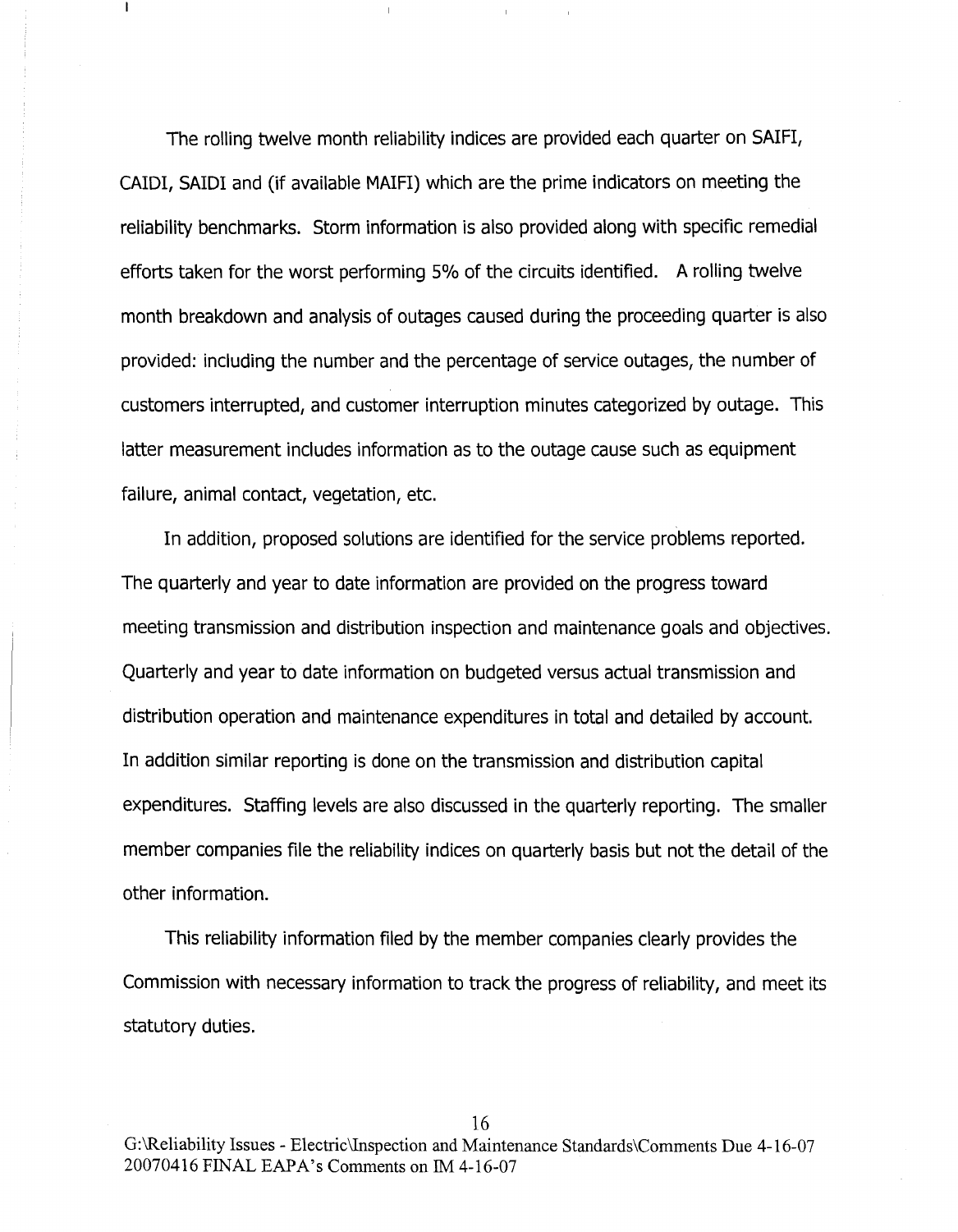The rolling twelve month reliability indices are provided each quarter on SAIFI, CAIDI, SAIDI and (if available MAIFI) which are the prime indicators on meeting the reliability benchmarks. Storm information is also provided along with specific remedial efforts taken for the worst performing 5% of the circuits identified. A rolling twelve month breakdown and analysis of outages caused during the proceeding quarter is also provided: including the number and the percentage of service outages, the number of customers interrupted, and customer interruption minutes categorized by outage. This latter measurement includes information as to the outage cause such as equipment failure, animal contact, vegetation, etc.

In addition, proposed solutions are identified for the service problems reported. The quarterly and year to date information are provided on the progress toward meeting transmission and distribution inspection and maintenance goals and objectives. Quarterly and year to date information on budgeted versus actual transmission and distribution operation and maintenance expenditures in total and detailed by account. In addition similar reporting is done on the transmission and distribution capital expenditures. Staffing levels are also discussed in the quarterly reporting. The smaller member companies file the reliability indices on quarterly basis but not the detail of the other information.

This reliability information filed by the member companies clearly provides the Commission with necessary information to track the progress of reliability, and meet its statutory duties.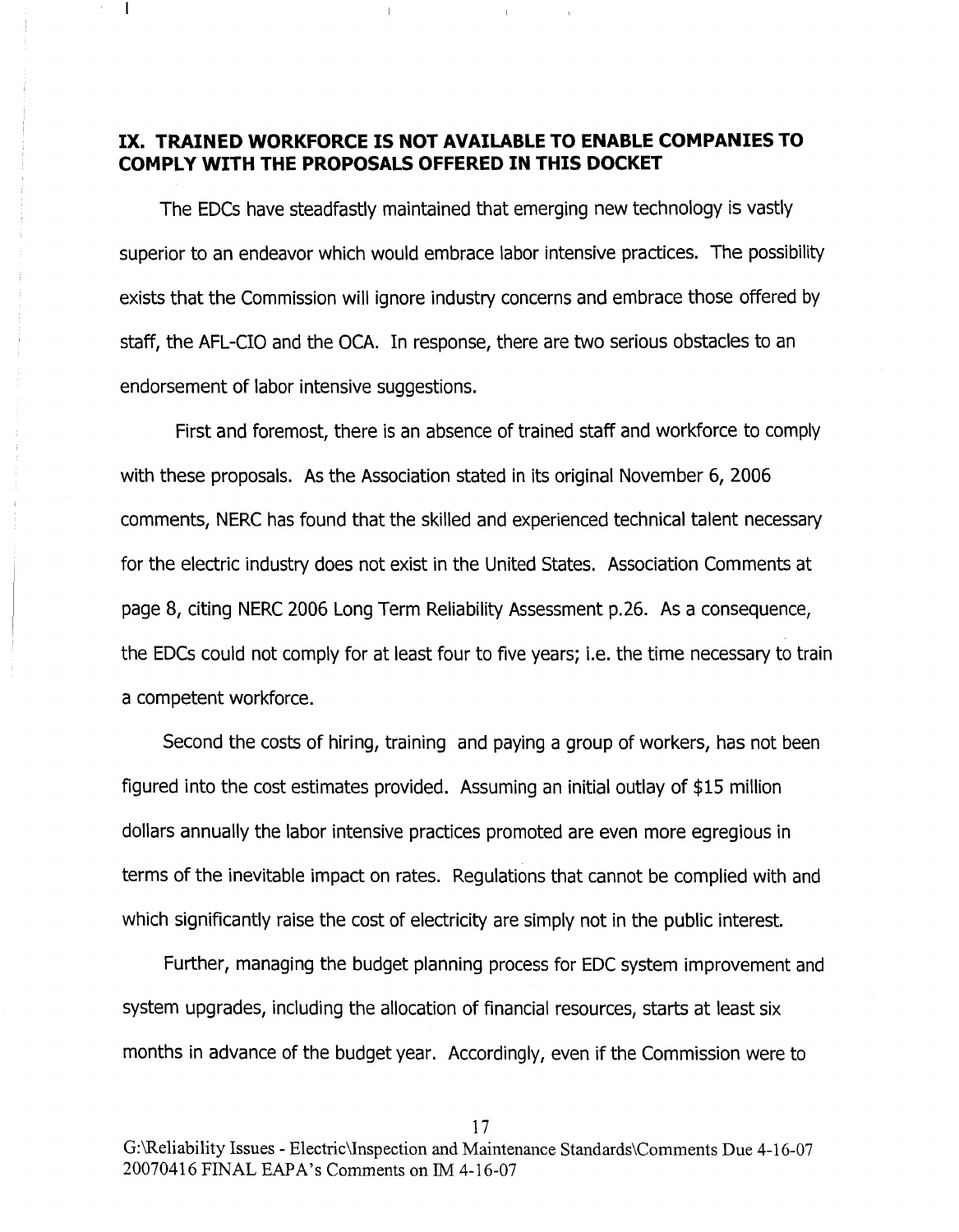## IX. TRAINED WORKFORCE IS NOT AVAILABLE TO ENABLE COMPANIES TO COMPLY WITH THE PROPOSALS OFFERED IN THIS DOCKET

The EDCs have steadfastly maintained that emerging new technology is vastly superior to an endeavor which would embrace labor intensive practices. The possibility exists that the Commission will ignore industry concerns and embrace those offered by staff, the AFL-CIO and the OCA. In response, there are two serious obstacles to an endorsement of labor intensive suggestions.

First and foremost, there is an absence of trained staff and workforce to comply with these proposals. As the Association stated in its original November 6, 2006 comments, NERC has found that the skilled and experienced technical talent necessary for the electric industry does not exist in the United States. Association Comments at page 8, citing NERC 2006 Long Term Reliability Assessment p.26. As a consequence, the EDCs could not comply for at least four to five years; i.e. the time necessary to train a competent workforce.

Second the costs of hiring, training and paying a group of workers, has not been figured into the cost estimates provided. Assuming an initial outlay of $15 million dollars annually the labor intensive practices promoted are even more egregious in terms of the inevitable impact on rates. Regulations that cannot be complied with and which significantly raise the cost of electricity are simply not in the public interest.

Further, managing the budget planning process for EDC system improvement and system upgrades, including the allocation of financial resources, starts at least six months in advance of the budget year. Accordingly, even if the Commission were to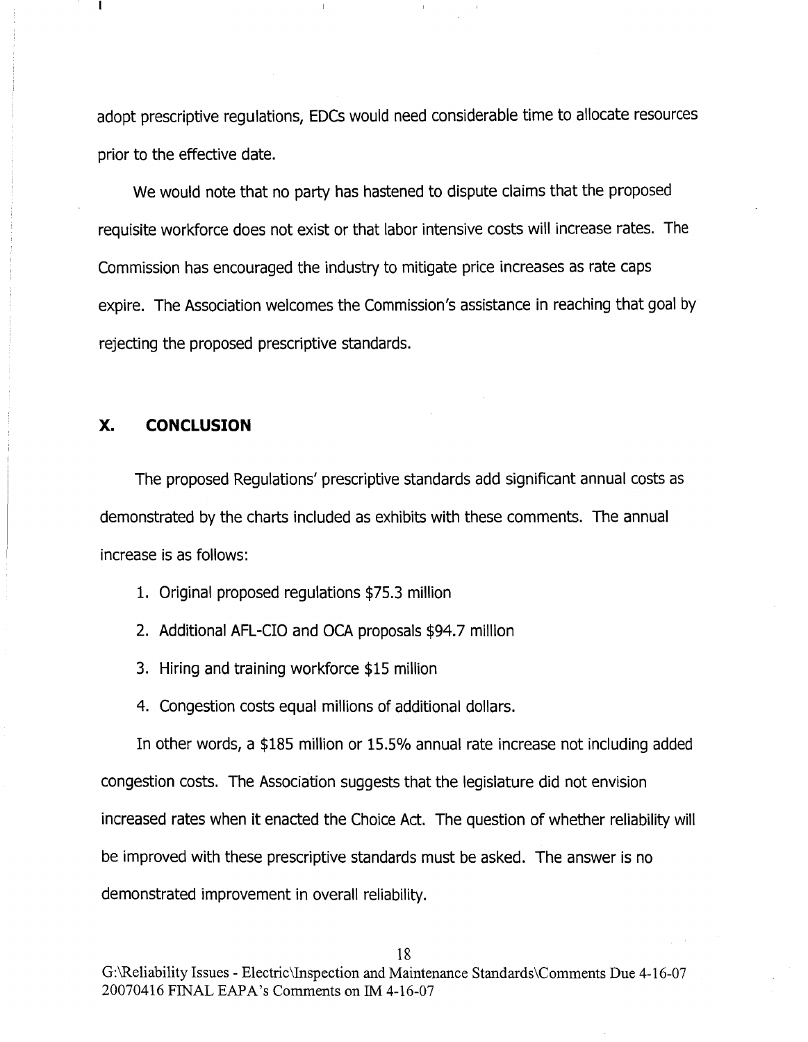adopt prescriptive regulations, EDCs would need considerable time to allocate resources prior to the effective date.

We would note that no party has hastened to dispute claims that the proposed requisite workforce does not exist or that labor intensive costs will increase rates. The Commission has encouraged the industry to mitigate price increases as rate caps expire. The Association welcomes the Commission's assistance in reaching that goal by rejecting the proposed prescriptive standards.

## X. CONCLUSION

The proposed Regulations' prescriptive standards add significant annual costs as demonstrated by the charts included as exhibits with these comments. The annual increase is as follows:

1. Original proposed regulations $75.3 million
2. Additional AFL-CIO and OCA proposals $94.7 million
3. Hiring and training workforce $15 million
4. Congestion costs equal millions of additional dollars.

In other words, a $185 million or 15.5% annual rate increase not including added congestion costs. The Association suggests that the legislature did not envision increased rates when it enacted the Choice Act. The question of whether reliability will be improved with these prescriptive standards must be asked. The answer is no demonstrated improvement in overall reliability.

G:\Reliability Issues - Electric\Inspection and Maintenance Standards\Comments Due 4-16-07
20070416 FINAL EAPA's Comments on IM 4-16-07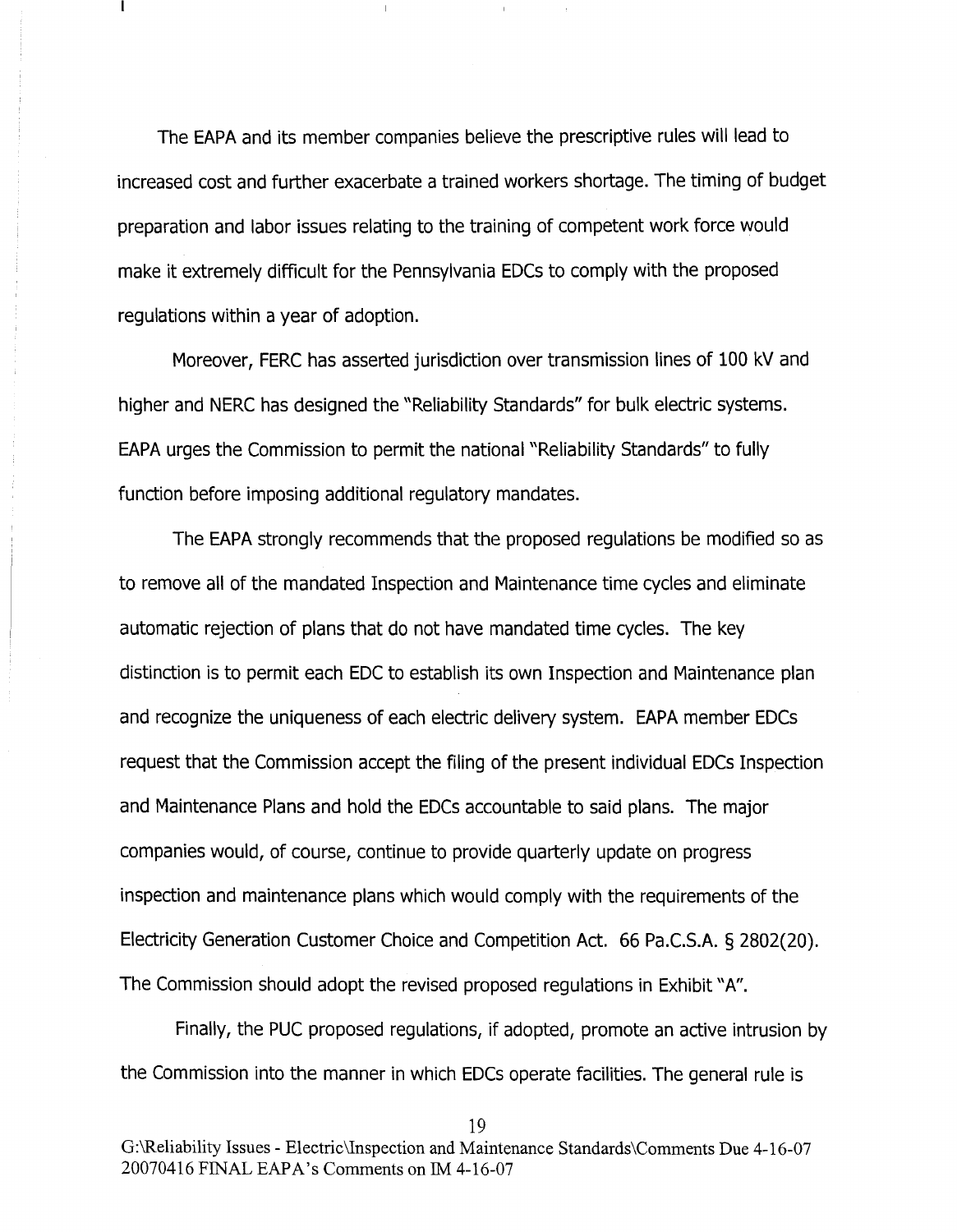The EAPA and its member companies believe the prescriptive rules will lead to increased cost and further exacerbate a trained workers shortage. The timing of budget preparation and labor issues relating to the training of competent work force would make it extremely difficult for the Pennsylvania EDCs to comply with the proposed regulations within a year of adoption.

Moreover, FERC has asserted jurisdiction over transmission lines of 100 kV and higher and NERC has designed the "Reliability Standards" for bulk electric systems. EAPA urges the Commission to permit the national "Reliability Standards" to fully function before imposing additional regulatory mandates.

The EAPA strongly recommends that the proposed regulations be modified so as to remove all of the mandated Inspection and Maintenance time cycles and eliminate automatic rejection of plans that do not have mandated time cycles. The key distinction is to permit each EDC to establish its own Inspection and Maintenance plan and recognize the uniqueness of each electric delivery system. EAPA member EDCs request that the Commission accept the filing of the present individual EDCs Inspection and Maintenance Plans and hold the EDCs accountable to said plans. The major companies would, of course, continue to provide quarterly update on progress inspection and maintenance plans which would comply with the requirements of the Electricity Generation Customer Choice and Competition Act. 66 Pa.C.S.A. § 2802(20). The Commission should adopt the revised proposed regulations in Exhibit "A".

Finally, the PUC proposed regulations, if adopted, promote an active intrusion by the Commission into the manner in which EDCs operate facilities. The general rule is

G:\Reliability Issues - Electric\Inspection and Maintenance Standards\Comments Due 4-16-07 20070416 FINAL EAPA's Comments on IM 4-16-07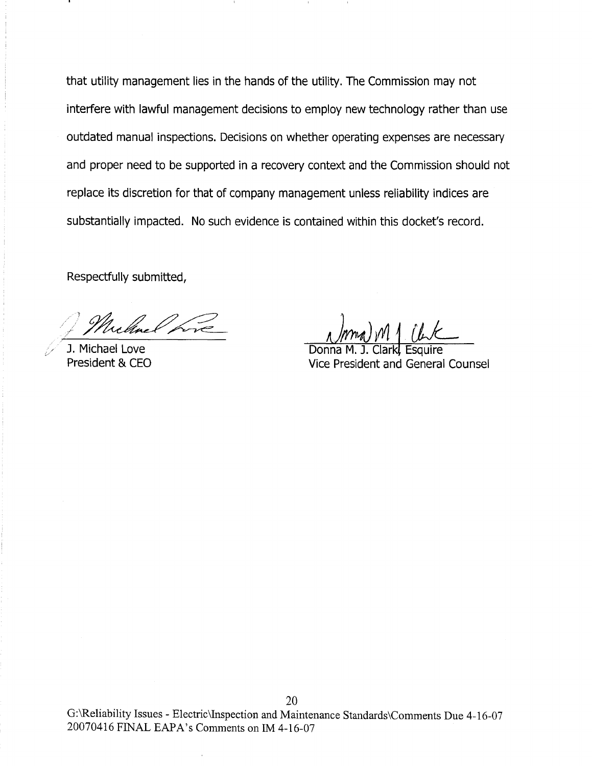that utility management lies in the hands of the utility. The Commission may not interfere with lawful management decisions to employ new technology rather than use outdated manual inspections. Decisions on whether operating expenses are necessary and proper need to be supported in a recovery context and the Commission should not replace its discretion for that of company management unless reliability indices are substantially impacted. No such evidence is contained within this docket's record.

Respectfully submitted,

J. Michael Love
President & CEO

Donna M. J. Clark, Esquire
Vice President and General Counsel

G:\Reliability Issues - Electric\Inspection and Maintenance Standards\Comments Due 4-16-07
20070416 FINAL EAPA's Comments on IM 4-16-07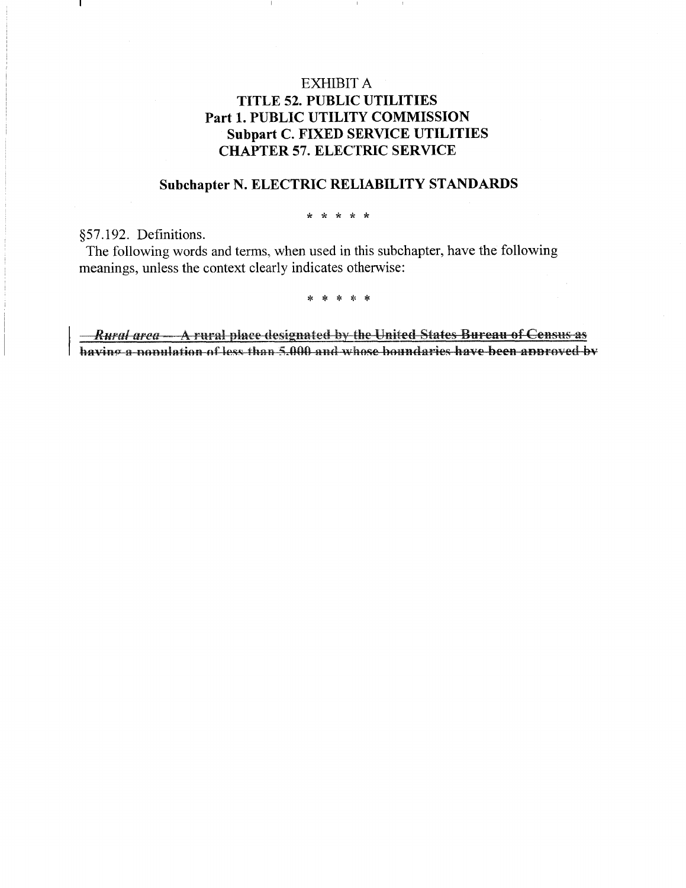# EXHIBIT A

## TITLE 52. PUBLIC UTILITIES

## Part 1. PUBLIC UTILITY COMMISSION

## Subpart C. FIXED SERVICE UTILITIES

## CHAPTER 57. ELECTRIC SERVICE

### Subchapter N. ELECTRIC RELIABILITY STANDARDS

\* \* \* \* \*

§57.192. Definitions.

The following words and terms, when used in this subchapter, have the following meanings, unless the context clearly indicates otherwise:

\* \* \* \* \*

~~***Rural area*** — A rural place designated by the United States Bureau of Census as having a population of less than 5,000 and whose boundaries have been approved by~~